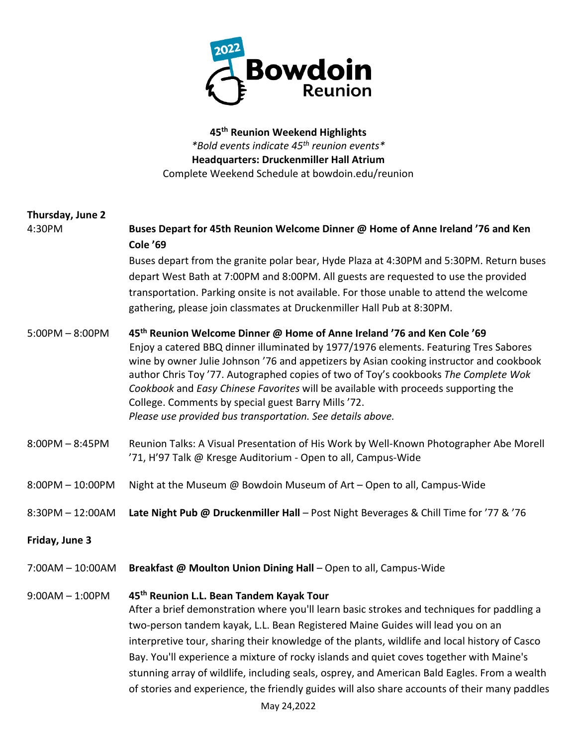2022 Bowdoin Reunion

**45th Reunion Weekend Highlights**
*\*Bold events indicate 45th reunion events\**
**Headquarters: Druckenmiller Hall Atrium**
Complete Weekend Schedule at bowdoin.edu/reunion

**Thursday, June 2**

4:30PM **Buses Depart for 45th Reunion Welcome Dinner @ Home of Anne Ireland '76 and Ken Cole '69**
Buses depart from the granite polar bear, Hyde Plaza at 4:30PM and 5:30PM. Return buses depart West Bath at 7:00PM and 8:00PM. All guests are requested to use the provided transportation. Parking onsite is not available. For those unable to attend the welcome gathering, please join classmates at Druckenmiller Hall Pub at 8:30PM.

5:00PM – 8:00PM **45th Reunion Welcome Dinner @ Home of Anne Ireland '76 and Ken Cole '69**
Enjoy a catered BBQ dinner illuminated by 1977/1976 elements. Featuring Tres Sabores wine by owner Julie Johnson '76 and appetizers by Asian cooking instructor and cookbook author Chris Toy '77. Autographed copies of two of Toy's cookbooks *The Complete Wok Cookbook* and *Easy Chinese Favorites* will be available with proceeds supporting the College. Comments by special guest Barry Mills '72.
*Please use provided bus transportation. See details above.*

8:00PM – 8:45PM Reunion Talks: A Visual Presentation of His Work by Well-Known Photographer Abe Morell '71, H'97 Talk @ Kresge Auditorium - Open to all, Campus-Wide

8:00PM – 10:00PM Night at the Museum @ Bowdoin Museum of Art – Open to all, Campus-Wide

8:30PM – 12:00AM **Late Night Pub @ Druckenmiller Hall** – Post Night Beverages & Chill Time for '77 & '76

**Friday, June 3**

7:00AM – 10:00AM **Breakfast @ Moulton Union Dining Hall** – Open to all, Campus-Wide

9:00AM – 1:00PM **45th Reunion L.L. Bean Tandem Kayak Tour**
After a brief demonstration where you'll learn basic strokes and techniques for paddling a two-person tandem kayak, L.L. Bean Registered Maine Guides will lead you on an interpretive tour, sharing their knowledge of the plants, wildlife and local history of Casco Bay. You'll experience a mixture of rocky islands and quiet coves together with Maine's stunning array of wildlife, including seals, osprey, and American Bald Eagles. From a wealth of stories and experience, the friendly guides will also share accounts of their many paddles

May 24,2022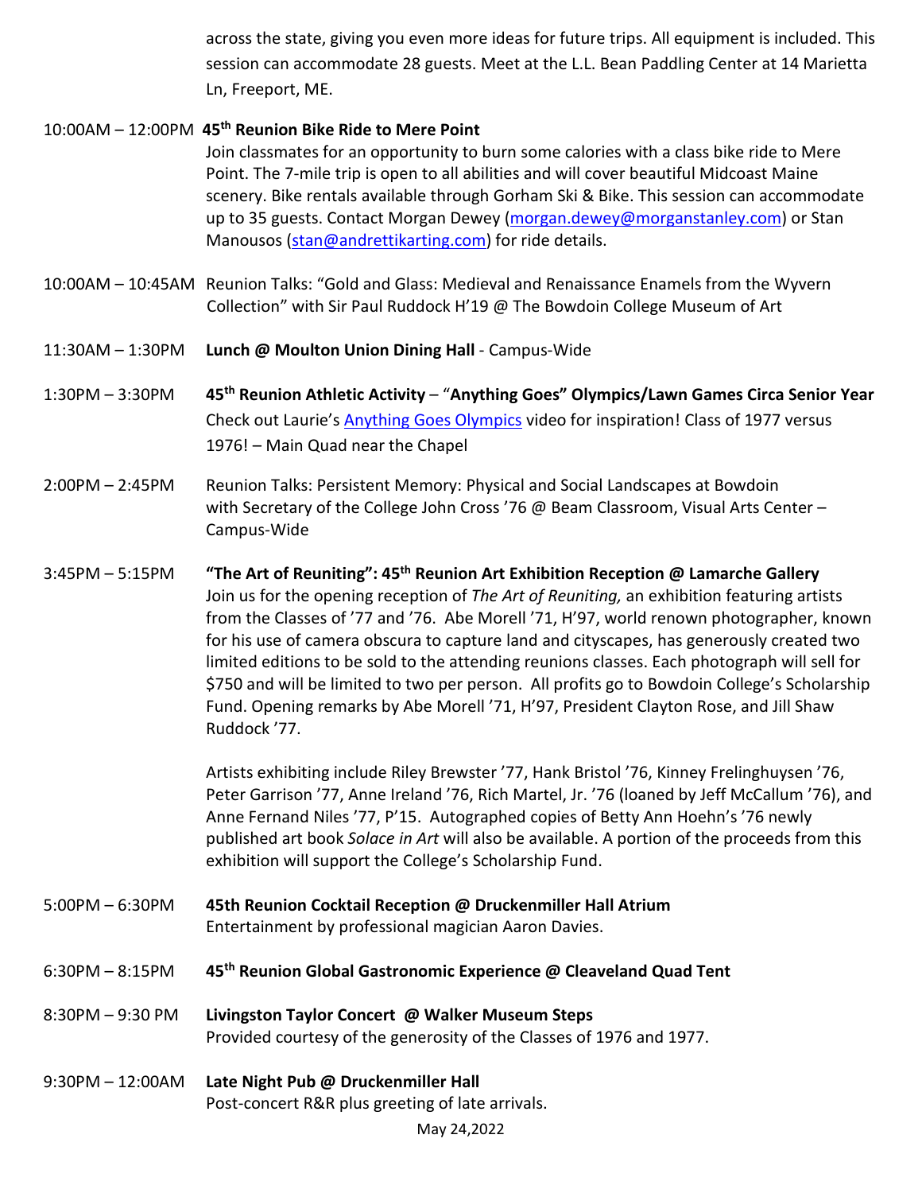across the state, giving you even more ideas for future trips. All equipment is included. This session can accommodate 28 guests. Meet at the L.L. Bean Paddling Center at 14 Marietta Ln, Freeport, ME.

10:00AM – 12:00PM **45th Reunion Bike Ride to Mere Point**
Join classmates for an opportunity to burn some calories with a class bike ride to Mere Point. The 7-mile trip is open to all abilities and will cover beautiful Midcoast Maine scenery. Bike rentals available through Gorham Ski & Bike. This session can accommodate up to 35 guests. Contact Morgan Dewey (morgan.dewey@morganstanley.com) or Stan Manousos (stan@andrettikarting.com) for ride details.

10:00AM – 10:45AM Reunion Talks: "Gold and Glass: Medieval and Renaissance Enamels from the Wyvern Collection" with Sir Paul Ruddock H'19 @ The Bowdoin College Museum of Art

11:30AM – 1:30PM **Lunch @ Moulton Union Dining Hall** - Campus-Wide

1:30PM – 3:30PM **45th Reunion Athletic Activity** – "**Anything Goes" Olympics/Lawn Games Circa Senior Year**
Check out Laurie's Anything Goes Olympics video for inspiration! Class of 1977 versus 1976! – Main Quad near the Chapel

2:00PM – 2:45PM Reunion Talks: Persistent Memory: Physical and Social Landscapes at Bowdoin with Secretary of the College John Cross '76 @ Beam Classroom, Visual Arts Center – Campus-Wide

3:45PM – 5:15PM **"The Art of Reuniting": 45th Reunion Art Exhibition Reception @ Lamarche Gallery**
Join us for the opening reception of *The Art of Reuniting,* an exhibition featuring artists from the Classes of '77 and '76. Abe Morell '71, H'97, world renown photographer, known for his use of camera obscura to capture land and cityscapes, has generously created two limited editions to be sold to the attending reunions classes. Each photograph will sell for $750 and will be limited to two per person. All profits go to Bowdoin College's Scholarship Fund. Opening remarks by Abe Morell '71, H'97, President Clayton Rose, and Jill Shaw Ruddock '77.

Artists exhibiting include Riley Brewster '77, Hank Bristol '76, Kinney Frelinghuysen '76, Peter Garrison '77, Anne Ireland '76, Rich Martel, Jr. '76 (loaned by Jeff McCallum '76), and Anne Fernand Niles '77, P'15. Autographed copies of Betty Ann Hoehn's '76 newly published art book *Solace in Art* will also be available. A portion of the proceeds from this exhibition will support the College's Scholarship Fund.

5:00PM – 6:30PM **45th Reunion Cocktail Reception @ Druckenmiller Hall Atrium**
Entertainment by professional magician Aaron Davies.

6:30PM – 8:15PM **45th Reunion Global Gastronomic Experience @ Cleaveland Quad Tent**

8:30PM – 9:30 PM **Livingston Taylor Concert @ Walker Museum Steps**
Provided courtesy of the generosity of the Classes of 1976 and 1977.

9:30PM – 12:00AM **Late Night Pub @ Druckenmiller Hall**
Post-concert R&R plus greeting of late arrivals.

May 24,2022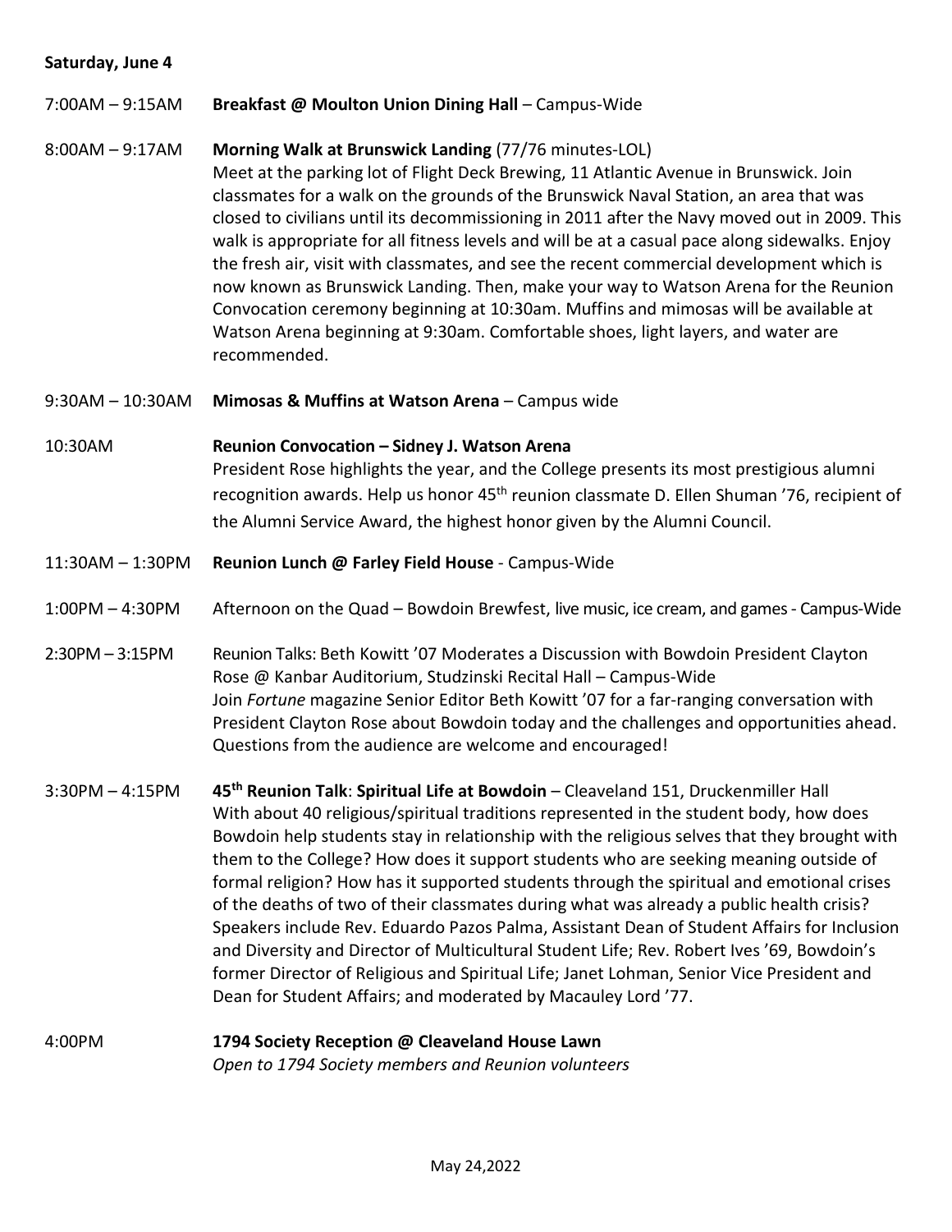**Saturday, June 4**

7:00AM – 9:15AM **Breakfast @ Moulton Union Dining Hall** – Campus-Wide

8:00AM – 9:17AM **Morning Walk at Brunswick Landing** (77/76 minutes-LOL)
Meet at the parking lot of Flight Deck Brewing, 11 Atlantic Avenue in Brunswick. Join classmates for a walk on the grounds of the Brunswick Naval Station, an area that was closed to civilians until its decommissioning in 2011 after the Navy moved out in 2009. This walk is appropriate for all fitness levels and will be at a casual pace along sidewalks. Enjoy the fresh air, visit with classmates, and see the recent commercial development which is now known as Brunswick Landing. Then, make your way to Watson Arena for the Reunion Convocation ceremony beginning at 10:30am. Muffins and mimosas will be available at Watson Arena beginning at 9:30am. Comfortable shoes, light layers, and water are recommended.

9:30AM – 10:30AM **Mimosas & Muffins at Watson Arena** – Campus wide

10:30AM **Reunion Convocation – Sidney J. Watson Arena**
President Rose highlights the year, and the College presents its most prestigious alumni recognition awards. Help us honor 45th reunion classmate D. Ellen Shuman '76, recipient of the Alumni Service Award, the highest honor given by the Alumni Council.

11:30AM – 1:30PM **Reunion Lunch @ Farley Field House** - Campus-Wide

1:00PM – 4:30PM Afternoon on the Quad – Bowdoin Brewfest, live music, ice cream, and games - Campus-Wide

2:30PM – 3:15PM Reunion Talks: Beth Kowitt '07 Moderates a Discussion with Bowdoin President Clayton Rose @ Kanbar Auditorium, Studzinski Recital Hall – Campus-Wide
Join *Fortune* magazine Senior Editor Beth Kowitt '07 for a far-ranging conversation with President Clayton Rose about Bowdoin today and the challenges and opportunities ahead. Questions from the audience are welcome and encouraged!

3:30PM – 4:15PM **45th Reunion Talk**: **Spiritual Life at Bowdoin** – Cleaveland 151, Druckenmiller Hall
With about 40 religious/spiritual traditions represented in the student body, how does Bowdoin help students stay in relationship with the religious selves that they brought with them to the College? How does it support students who are seeking meaning outside of formal religion? How has it supported students through the spiritual and emotional crises of the deaths of two of their classmates during what was already a public health crisis? Speakers include Rev. Eduardo Pazos Palma, Assistant Dean of Student Affairs for Inclusion and Diversity and Director of Multicultural Student Life; Rev. Robert Ives '69, Bowdoin's former Director of Religious and Spiritual Life; Janet Lohman, Senior Vice President and Dean for Student Affairs; and moderated by Macauley Lord '77.

4:00PM **1794 Society Reception @ Cleaveland House Lawn**
*Open to 1794 Society members and Reunion volunteers*

May 24,2022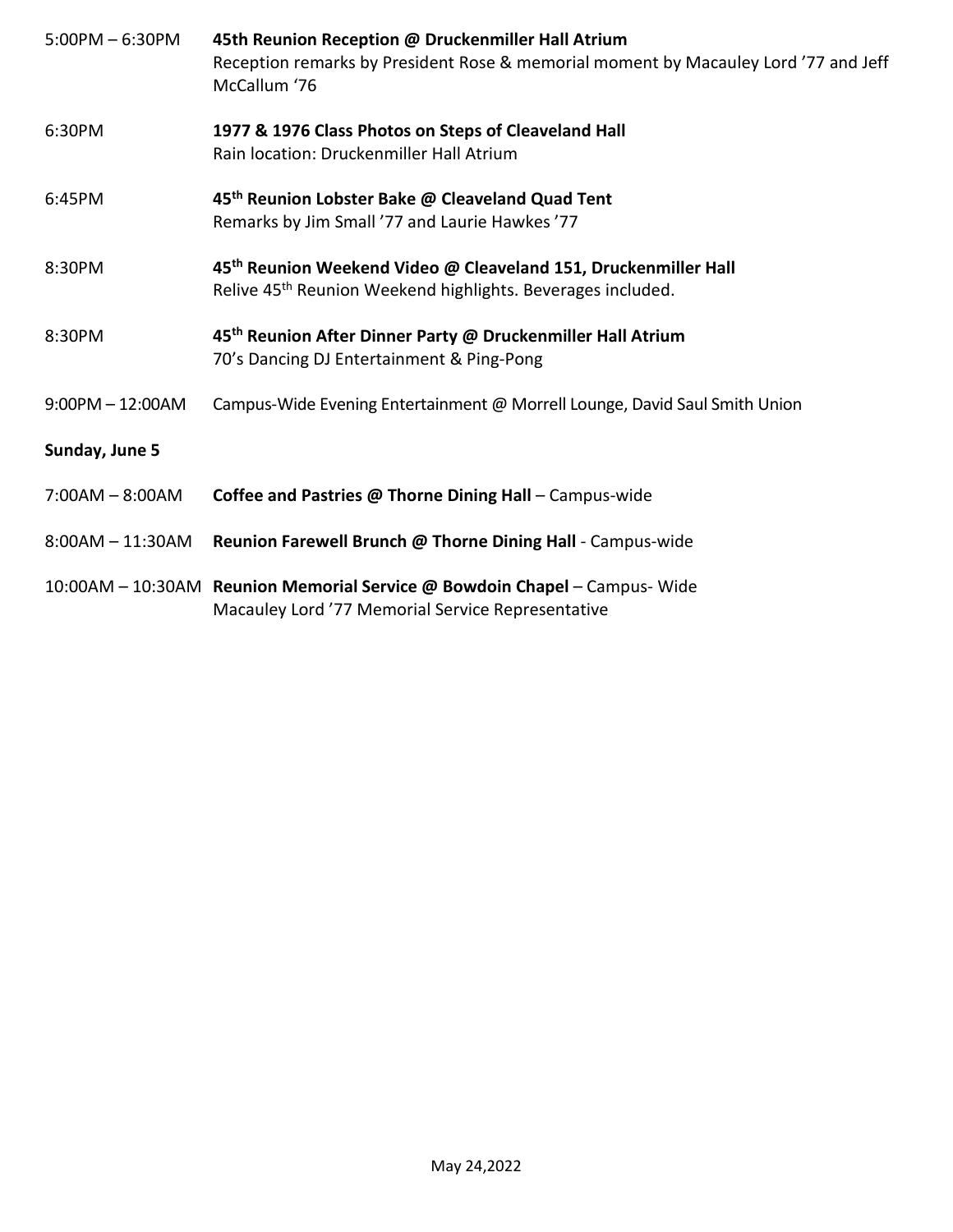5:00PM – 6:30PM **45th Reunion Reception @ Druckenmiller Hall Atrium**
Reception remarks by President Rose & memorial moment by Macauley Lord '77 and Jeff McCallum '76

6:30PM **1977 & 1976 Class Photos on Steps of Cleaveland Hall**
Rain location: Druckenmiller Hall Atrium

6:45PM **45th Reunion Lobster Bake @ Cleaveland Quad Tent**
Remarks by Jim Small '77 and Laurie Hawkes '77

8:30PM **45th Reunion Weekend Video @ Cleaveland 151, Druckenmiller Hall**
Relive 45th Reunion Weekend highlights. Beverages included.

8:30PM **45th Reunion After Dinner Party @ Druckenmiller Hall Atrium**
70's Dancing DJ Entertainment & Ping-Pong

9:00PM – 12:00AM Campus-Wide Evening Entertainment @ Morrell Lounge, David Saul Smith Union

**Sunday, June 5**

7:00AM – 8:00AM **Coffee and Pastries @ Thorne Dining Hall** – Campus-wide

8:00AM – 11:30AM **Reunion Farewell Brunch @ Thorne Dining Hall** - Campus-wide

10:00AM – 10:30AM **Reunion Memorial Service @ Bowdoin Chapel** – Campus- Wide
Macauley Lord '77 Memorial Service Representative

May 24,2022